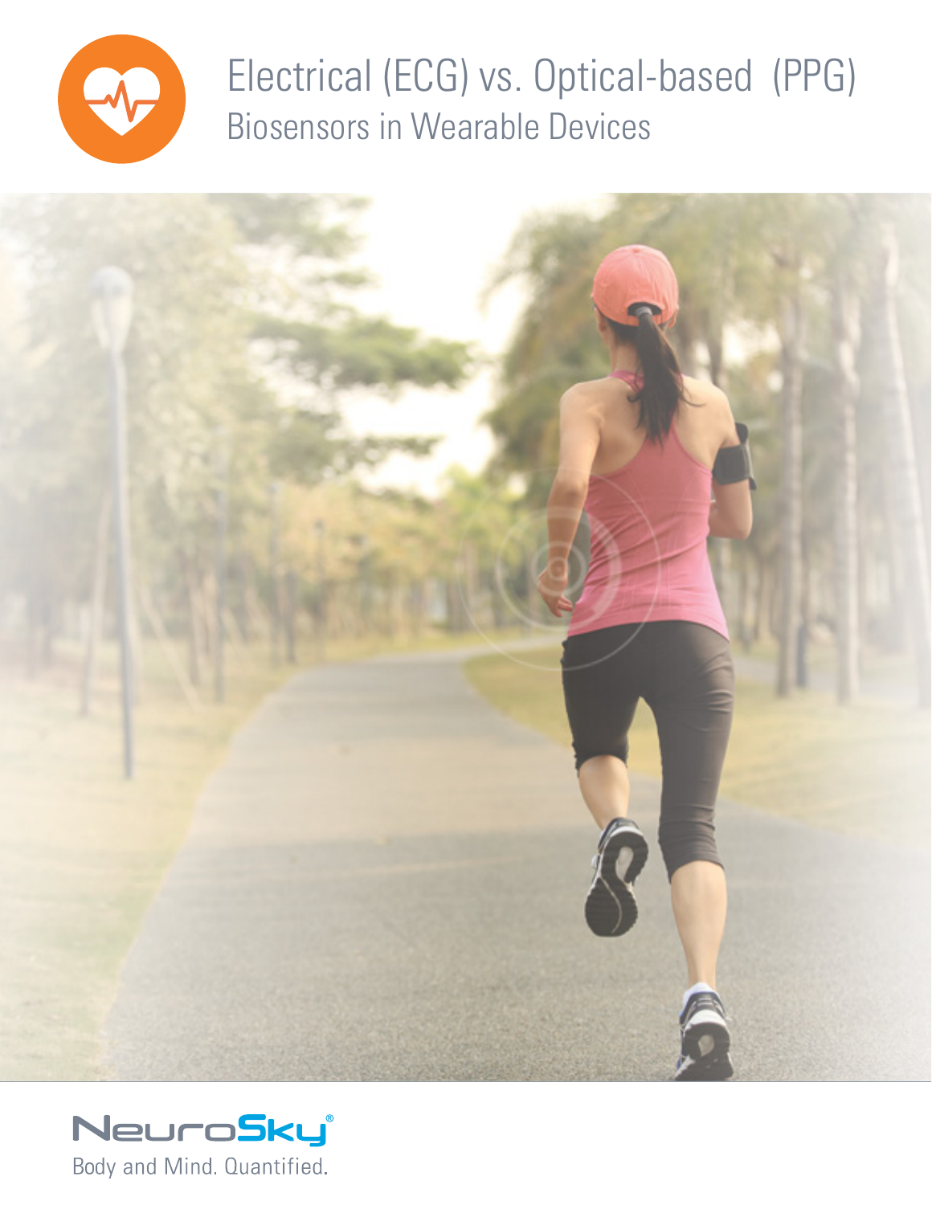# Electrical (ECG) vs. Optical-based (PPG)

## Biosensors in Wearable Devices

NeuroSky®

Body and Mind. Quantified.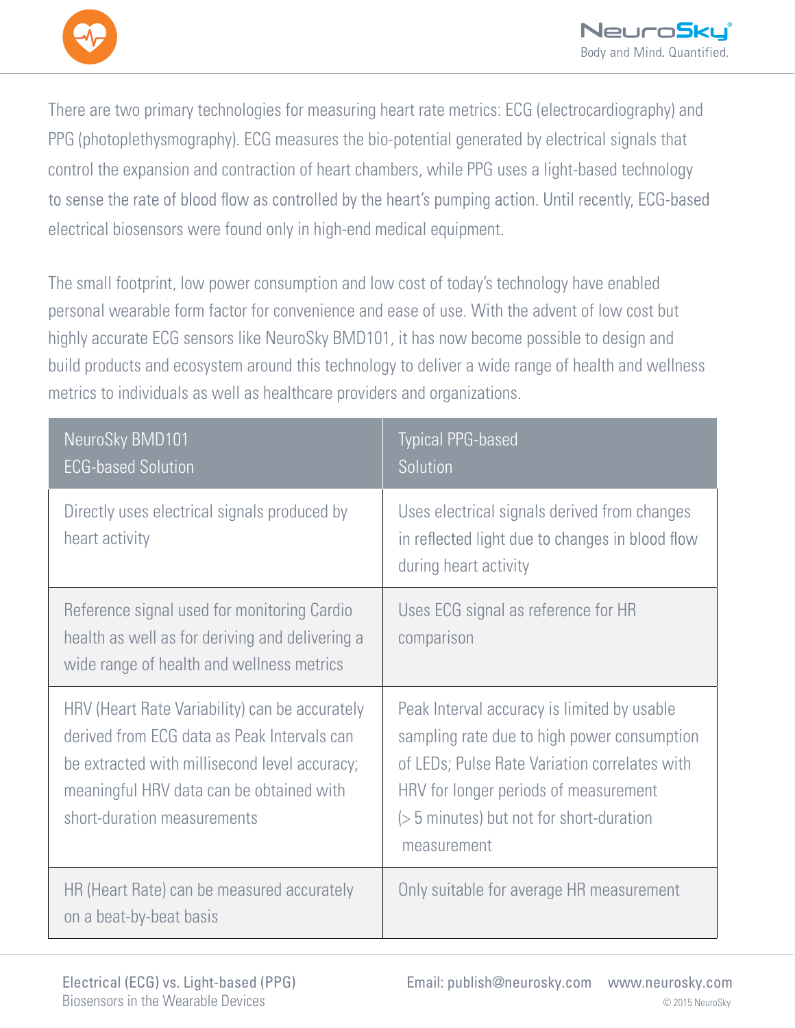There are two primary technologies for measuring heart rate metrics: ECG (electrocardiography) and PPG (photoplethysmography). ECG measures the bio-potential generated by electrical signals that control the expansion and contraction of heart chambers, while PPG uses a light-based technology to sense the rate of blood flow as controlled by the heart's pumping action. Until recently, ECG-based electrical biosensors were found only in high-end medical equipment.

The small footprint, low power consumption and low cost of today's technology have enabled personal wearable form factor for convenience and ease of use. With the advent of low cost but highly accurate ECG sensors like NeuroSky BMD101, it has now become possible to design and build products and ecosystem around this technology to deliver a wide range of health and wellness metrics to individuals as well as healthcare providers and organizations.

| NeuroSky BMD101 ECG-based Solution | Typical PPG-based Solution |
| --- | --- |
| Directly uses electrical signals produced by heart activity | Uses electrical signals derived from changes in reflected light due to changes in blood flow during heart activity |
| Reference signal used for monitoring Cardio health as well as for deriving and delivering a wide range of health and wellness metrics | Uses ECG signal as reference for HR comparison |
| HRV (Heart Rate Variability) can be accurately derived from ECG data as Peak Intervals can be extracted with millisecond level accuracy; meaningful HRV data can be obtained with short-duration measurements | Peak Interval accuracy is limited by usable sampling rate due to high power consumption of LEDs; Pulse Rate Variation correlates with HRV for longer periods of measurement (> 5 minutes) but not for short-duration measurement |
| HR (Heart Rate) can be measured accurately on a beat-by-beat basis | Only suitable for average HR measurement |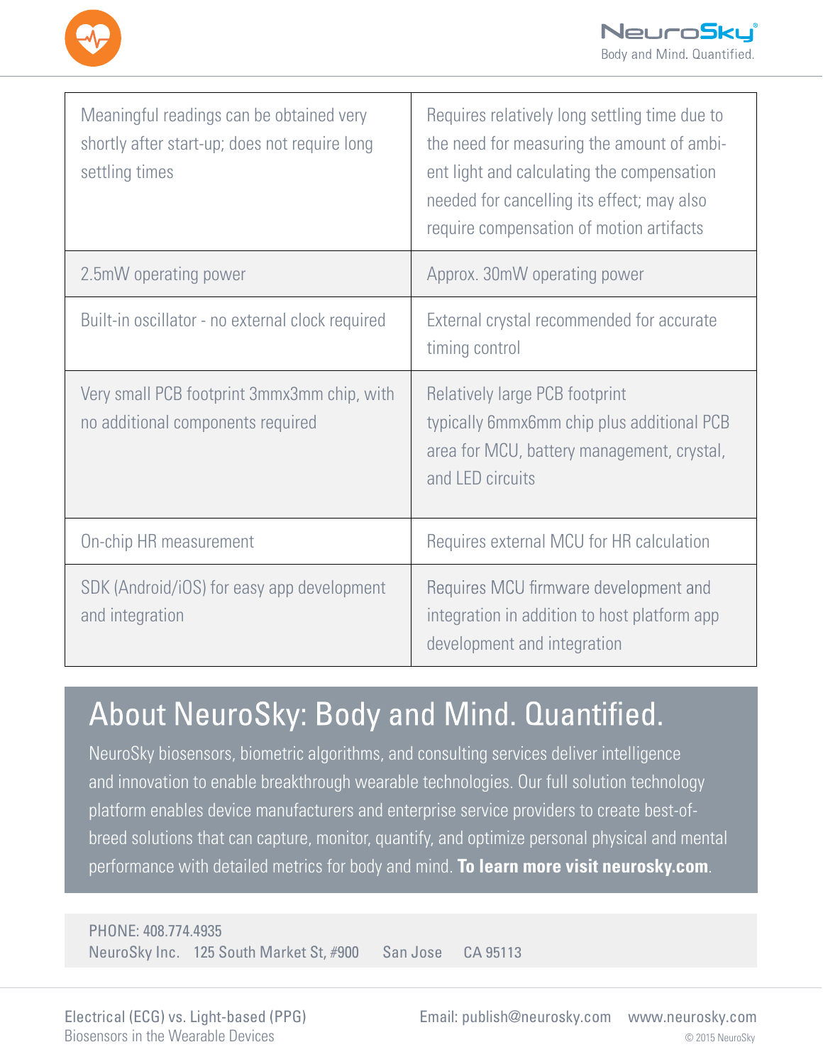| | |
|---|---|
| Meaningful readings can be obtained very shortly after start-up; does not require long settling times | Requires relatively long settling time due to the need for measuring the amount of ambient light and calculating the compensation needed for cancelling its effect; may also require compensation of motion artifacts |
| 2.5mW operating power | Approx. 30mW operating power |
| Built-in oscillator - no external clock required | External crystal recommended for accurate timing control |
| Very small PCB footprint 3mmx3mm chip, with no additional components required | Relatively large PCB footprint typically 6mmx6mm chip plus additional PCB area for MCU, battery management, crystal, and LED circuits |
| On-chip HR measurement | Requires external MCU for HR calculation |
| SDK (Android/iOS) for easy app development and integration | Requires MCU firmware development and integration in addition to host platform app development and integration |

## About NeuroSky: Body and Mind. Quantified.

NeuroSky biosensors, biometric algorithms, and consulting services deliver intelligence and innovation to enable breakthrough wearable technologies. Our full solution technology platform enables device manufacturers and enterprise service providers to create best-of-breed solutions that can capture, monitor, quantify, and optimize personal physical and mental performance with detailed metrics for body and mind. **To learn more visit neurosky.com**.

PHONE: 408.774.4935
NeuroSky Inc. 125 South Market St, #900 San Jose CA 95113

Email: publish@neurosky.com www.neurosky.com

© 2015 NeuroSky